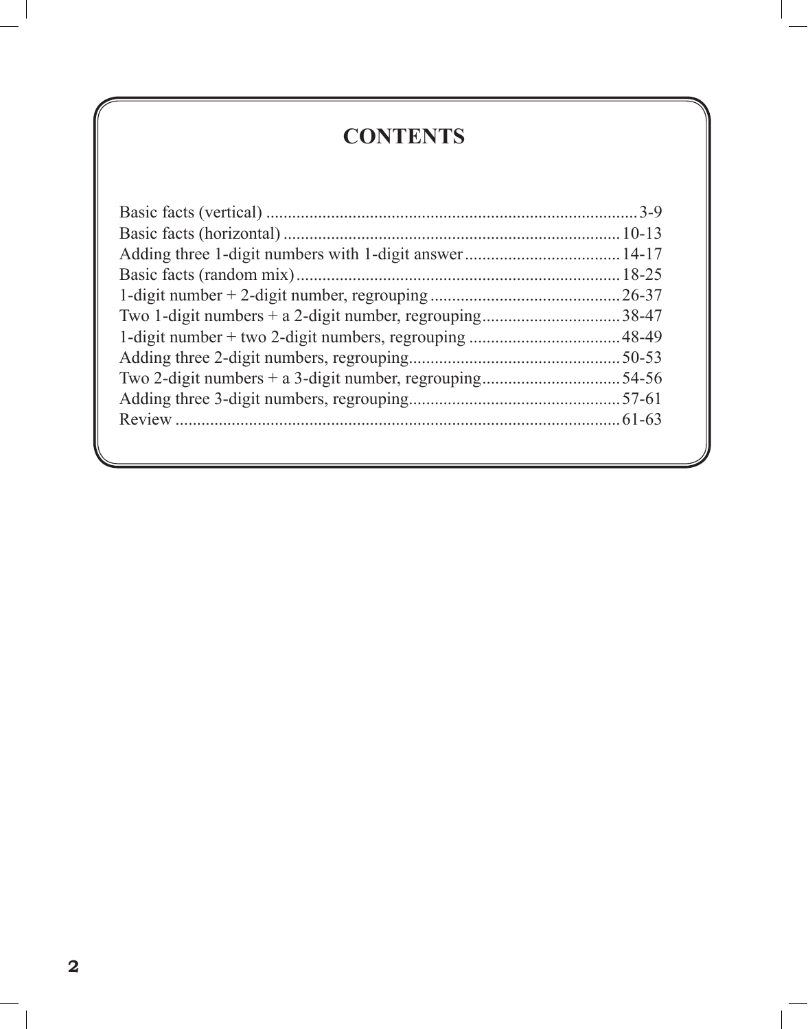# CONTENTS

Basic facts (vertical) .................................................................................... 3-9
Basic facts (horizontal) ............................................................................. 10-13
Adding three 1-digit numbers with 1-digit answer .................................... 14-17
Basic facts (random mix) .......................................................................... 18-25
1-digit number + 2-digit number, regrouping ............................................ 26-37
Two 1-digit numbers + a 2-digit number, regrouping ................................ 38-47
1-digit number + two 2-digit numbers, regrouping ................................... 48-49
Adding three 2-digit numbers, regrouping ................................................. 50-53
Two 2-digit numbers + a 3-digit number, regrouping ................................ 54-56
Adding three 3-digit numbers, regrouping ................................................. 57-61
Review ...................................................................................................... 61-63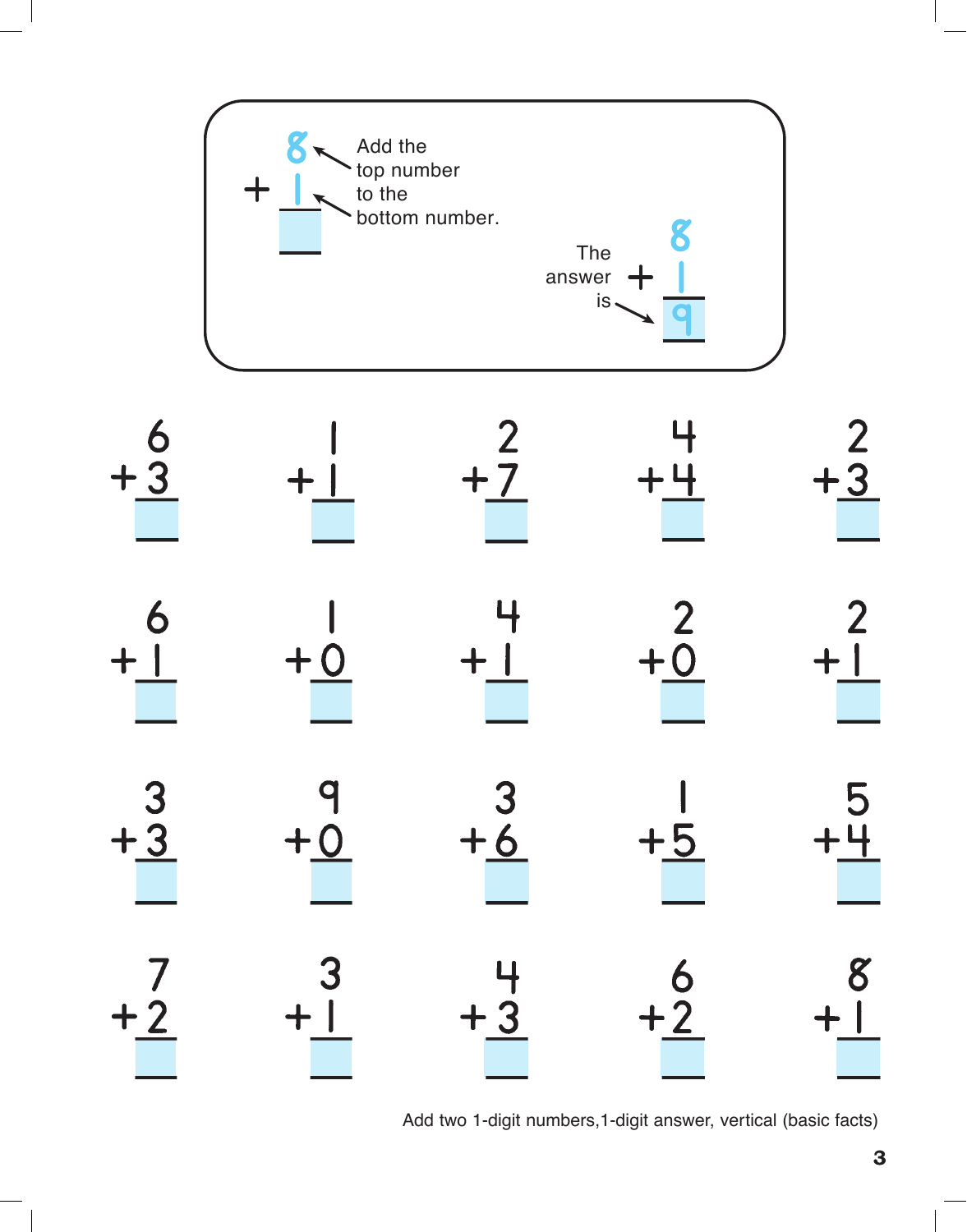$$\begin{array}{r} 8 \\ + \ 1 \\ \hline \end{array}$$

Add the top number to the bottom number.

The answer is

$$\begin{array}{r} 8 \\ + \ 1 \\ \hline 9 \end{array}$$

| | | | | |
|---|---|---|---|---|
| $\begin{array}{r} 6 \\ +3 \\ \hline \end{array}$ | $\begin{array}{r} 1 \\ +1 \\ \hline \end{array}$ | $\begin{array}{r} 2 \\ +7 \\ \hline \end{array}$ | $\begin{array}{r} 4 \\ +4 \\ \hline \end{array}$ | $\begin{array}{r} 2 \\ +3 \\ \hline \end{array}$ |
| $\begin{array}{r} 6 \\ +1 \\ \hline \end{array}$ | $\begin{array}{r} 1 \\ +0 \\ \hline \end{array}$ | $\begin{array}{r} 4 \\ +1 \\ \hline \end{array}$ | $\begin{array}{r} 2 \\ +0 \\ \hline \end{array}$ | $\begin{array}{r} 2 \\ +1 \\ \hline \end{array}$ |
| $\begin{array}{r} 3 \\ +3 \\ \hline \end{array}$ | $\begin{array}{r} 9 \\ +0 \\ \hline \end{array}$ | $\begin{array}{r} 3 \\ +6 \\ \hline \end{array}$ | $\begin{array}{r} 1 \\ +5 \\ \hline \end{array}$ | $\begin{array}{r} 5 \\ +4 \\ \hline \end{array}$ |
| $\begin{array}{r} 7 \\ +2 \\ \hline \end{array}$ | $\begin{array}{r} 3 \\ +1 \\ \hline \end{array}$ | $\begin{array}{r} 4 \\ +3 \\ \hline \end{array}$ | $\begin{array}{r} 6 \\ +2 \\ \hline \end{array}$ | $\begin{array}{r} 8 \\ +1 \\ \hline \end{array}$ |

Add two 1-digit numbers,1-digit answer, vertical (basic facts)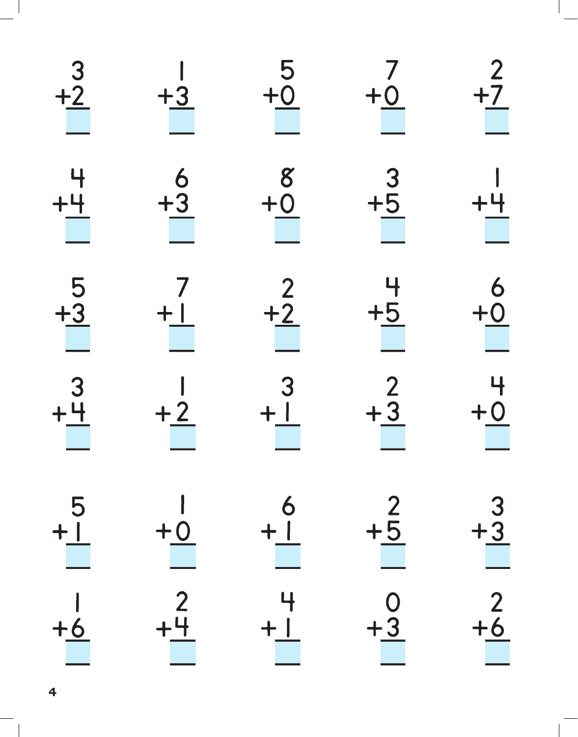| | | | | |
|---|---|---|---|---|
| $3 + 2 = \_\_\_$ | $1 + 3 = \_\_\_$ | $5 + 0 = \_\_\_$ | $7 + 0 = \_\_\_$ | $2 + 7 = \_\_\_$ |
| $4 + 4 = \_\_\_$ | $6 + 3 = \_\_\_$ | $8 + 0 = \_\_\_$ | $3 + 5 = \_\_\_$ | $1 + 4 = \_\_\_$ |
| $5 + 3 = \_\_\_$ | $7 + 1 = \_\_\_$ | $2 + 2 = \_\_\_$ | $4 + 5 = \_\_\_$ | $6 + 0 = \_\_\_$ |
| $3 + 4 = \_\_\_$ | $1 + 2 = \_\_\_$ | $3 + 1 = \_\_\_$ | $2 + 3 = \_\_\_$ | $4 + 0 = \_\_\_$ |
| $5 + 1 = \_\_\_$ | $1 + 0 = \_\_\_$ | $6 + 1 = \_\_\_$ | $2 + 5 = \_\_\_$ | $3 + 3 = \_\_\_$ |
| $1 + 6 = \_\_\_$ | $2 + 4 = \_\_\_$ | $4 + 1 = \_\_\_$ | $0 + 3 = \_\_\_$ | $2 + 6 = \_\_\_$ |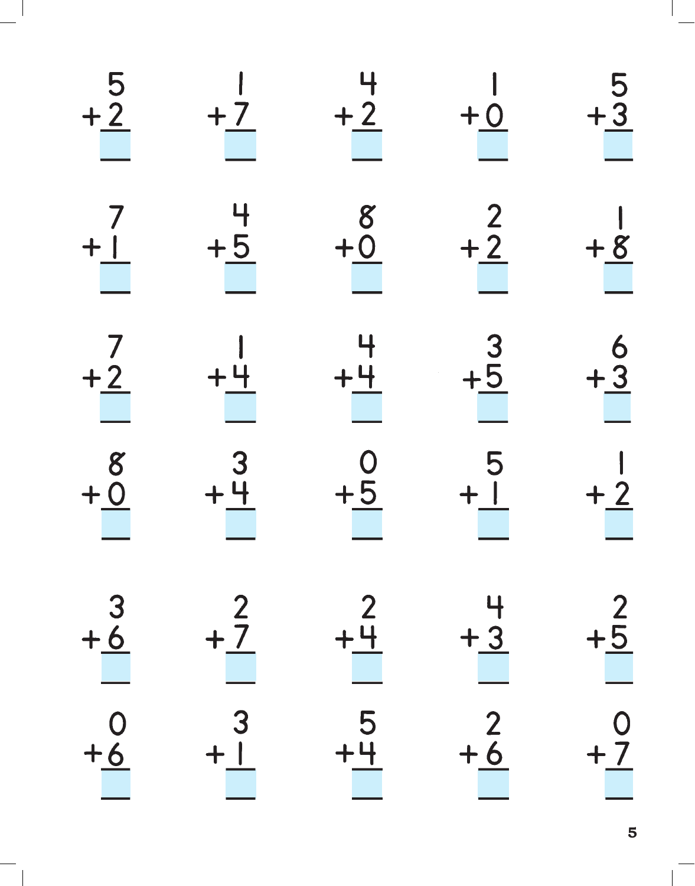| | | | | |
|---|---|---|---|---|
| $5 + 2 =$ ___ | $1 + 7 =$ ___ | $4 + 2 =$ ___ | $1 + 0 =$ ___ | $5 + 3 =$ ___ |
| $7 + 1 =$ ___ | $4 + 5 =$ ___ | $8 + 0 =$ ___ | $2 + 2 =$ ___ | $1 + 8 =$ ___ |
| $7 + 2 =$ ___ | $1 + 4 =$ ___ | $4 + 4 =$ ___ | $3 + 5 =$ ___ | $6 + 3 =$ ___ |
| $8 + 0 =$ ___ | $3 + 4 =$ ___ | $0 + 5 =$ ___ | $5 + 1 =$ ___ | $1 + 2 =$ ___ |
| $3 + 6 =$ ___ | $2 + 7 =$ ___ | $2 + 4 =$ ___ | $4 + 3 =$ ___ | $2 + 5 =$ ___ |
| $0 + 6 =$ ___ | $3 + 1 =$ ___ | $5 + 4 =$ ___ | $2 + 6 =$ ___ | $0 + 7 =$ ___ |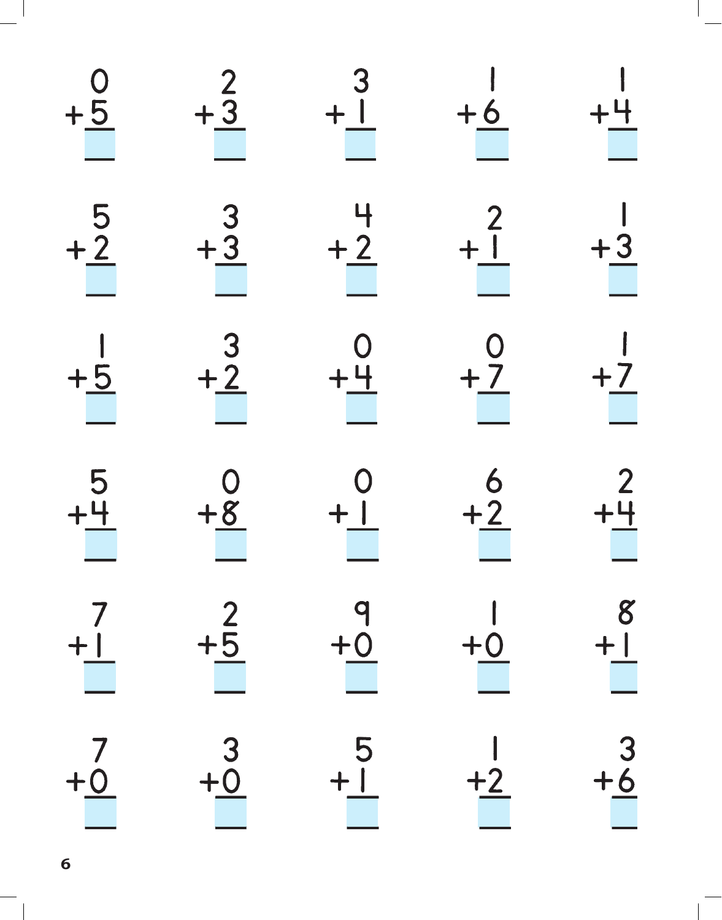| | | | | |
|---|---|---|---|---|
| $\begin{array}{r} 0 \\ +5 \\ \hline \end{array}$ | $\begin{array}{r} 2 \\ +3 \\ \hline \end{array}$ | $\begin{array}{r} 3 \\ +1 \\ \hline \end{array}$ | $\begin{array}{r} 1 \\ +6 \\ \hline \end{array}$ | $\begin{array}{r} 1 \\ +4 \\ \hline \end{array}$ |
| $\begin{array}{r} 5 \\ +2 \\ \hline \end{array}$ | $\begin{array}{r} 3 \\ +3 \\ \hline \end{array}$ | $\begin{array}{r} 4 \\ +2 \\ \hline \end{array}$ | $\begin{array}{r} 2 \\ +1 \\ \hline \end{array}$ | $\begin{array}{r} 1 \\ +3 \\ \hline \end{array}$ |
| $\begin{array}{r} 1 \\ +5 \\ \hline \end{array}$ | $\begin{array}{r} 3 \\ +2 \\ \hline \end{array}$ | $\begin{array}{r} 0 \\ +4 \\ \hline \end{array}$ | $\begin{array}{r} 0 \\ +7 \\ \hline \end{array}$ | $\begin{array}{r} 1 \\ +7 \\ \hline \end{array}$ |
| $\begin{array}{r} 5 \\ +4 \\ \hline \end{array}$ | $\begin{array}{r} 0 \\ +8 \\ \hline \end{array}$ | $\begin{array}{r} 0 \\ +1 \\ \hline \end{array}$ | $\begin{array}{r} 6 \\ +2 \\ \hline \end{array}$ | $\begin{array}{r} 2 \\ +4 \\ \hline \end{array}$ |
| $\begin{array}{r} 7 \\ +1 \\ \hline \end{array}$ | $\begin{array}{r} 2 \\ +5 \\ \hline \end{array}$ | $\begin{array}{r} 9 \\ +0 \\ \hline \end{array}$ | $\begin{array}{r} 1 \\ +0 \\ \hline \end{array}$ | $\begin{array}{r} 8 \\ +1 \\ \hline \end{array}$ |
| $\begin{array}{r} 7 \\ +0 \\ \hline \end{array}$ | $\begin{array}{r} 3 \\ +0 \\ \hline \end{array}$ | $\begin{array}{r} 5 \\ +1 \\ \hline \end{array}$ | $\begin{array}{r} 1 \\ +2 \\ \hline \end{array}$ | $\begin{array}{r} 3 \\ +6 \\ \hline \end{array}$ |